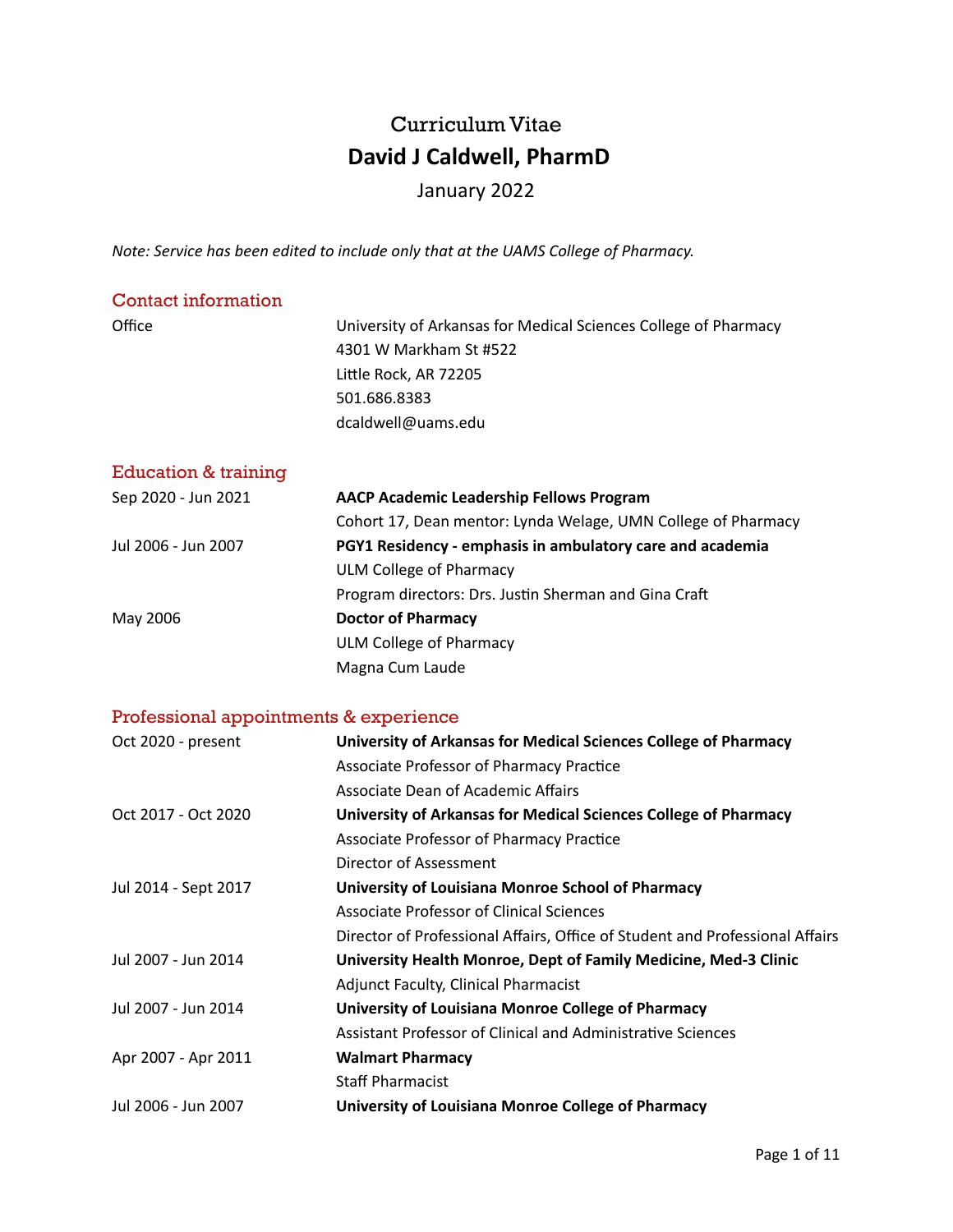# Curriculum Vitae

## David J Caldwell, PharmD

January 2022

*Note: Service has been edited to include only that at the UAMS College of Pharmacy.*

## Contact information

Office
University of Arkansas for Medical Sciences College of Pharmacy
4301 W Markham St #522
Little Rock, AR 72205
501.686.8383
dcaldwell@uams.edu

## Education & training

Sep 2020 - Jun 2021
**AACP Academic Leadership Fellows Program**
Cohort 17, Dean mentor: Lynda Welage, UMN College of Pharmacy

Jul 2006 - Jun 2007
**PGY1 Residency - emphasis in ambulatory care and academia**
ULM College of Pharmacy
Program directors: Drs. Justin Sherman and Gina Craft

May 2006
**Doctor of Pharmacy**
ULM College of Pharmacy
Magna Cum Laude

## Professional appointments & experience

Oct 2020 - present
**University of Arkansas for Medical Sciences College of Pharmacy**
Associate Professor of Pharmacy Practice
Associate Dean of Academic Affairs

Oct 2017 - Oct 2020
**University of Arkansas for Medical Sciences College of Pharmacy**
Associate Professor of Pharmacy Practice
Director of Assessment

Jul 2014 - Sept 2017
**University of Louisiana Monroe School of Pharmacy**
Associate Professor of Clinical Sciences
Director of Professional Affairs, Office of Student and Professional Affairs

Jul 2007 - Jun 2014
**University Health Monroe, Dept of Family Medicine, Med-3 Clinic**
Adjunct Faculty, Clinical Pharmacist

Jul 2007 - Jun 2014
**University of Louisiana Monroe College of Pharmacy**
Assistant Professor of Clinical and Administrative Sciences

Apr 2007 - Apr 2011
**Walmart Pharmacy**
Staff Pharmacist

Jul 2006 - Jun 2007
**University of Louisiana Monroe College of Pharmacy**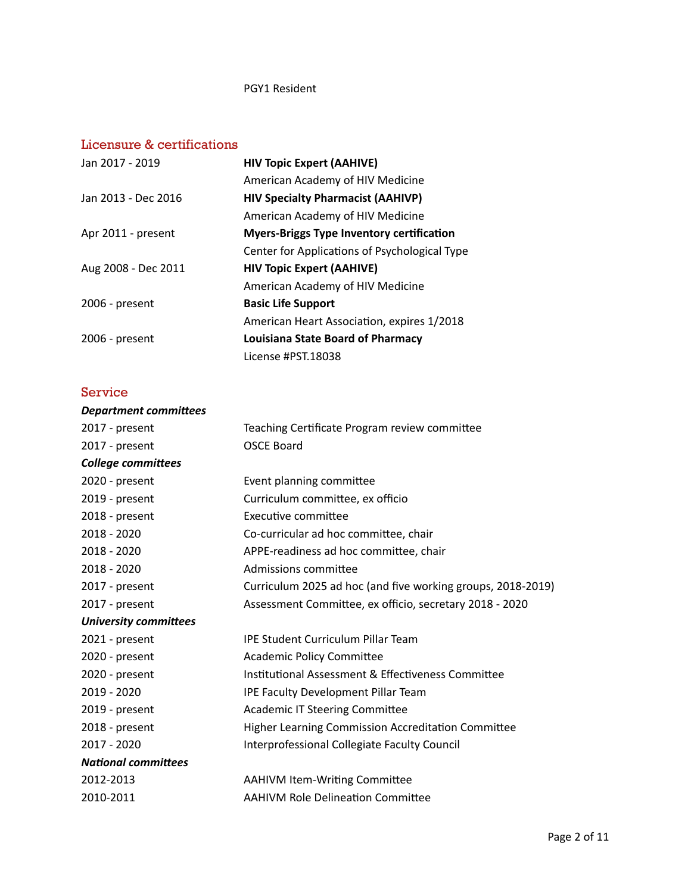PGY1 Resident

## Licensure & certifications

| | |
|---|---|
| Jan 2017 - 2019 | **HIV Topic Expert (AAHIVE)**<br>American Academy of HIV Medicine |
| Jan 2013 - Dec 2016 | **HIV Specialty Pharmacist (AAHIVP)**<br>American Academy of HIV Medicine |
| Apr 2011 - present | **Myers-Briggs Type Inventory certification**<br>Center for Applications of Psychological Type |
| Aug 2008 - Dec 2011 | **HIV Topic Expert (AAHIVE)**<br>American Academy of HIV Medicine |
| 2006 - present | **Basic Life Support**<br>American Heart Association, expires 1/2018 |
| 2006 - present | **Louisiana State Board of Pharmacy**<br>License #PST.18038 |

## Service

***Department committees***

| | |
|---|---|
| 2017 - present | Teaching Certificate Program review committee |
| 2017 - present | OSCE Board |

***College committees***

| | |
|---|---|
| 2020 - present | Event planning committee |
| 2019 - present | Curriculum committee, ex officio |
| 2018 - present | Executive committee |
| 2018 - 2020 | Co-curricular ad hoc committee, chair |
| 2018 - 2020 | APPE-readiness ad hoc committee, chair |
| 2018 - 2020 | Admissions committee |
| 2017 - present | Curriculum 2025 ad hoc (and five working groups, 2018-2019) |
| 2017 - present | Assessment Committee, ex officio, secretary 2018 - 2020 |

***University committees***

| | |
|---|---|
| 2021 - present | IPE Student Curriculum Pillar Team |
| 2020 - present | Academic Policy Committee |
| 2020 - present | Institutional Assessment & Effectiveness Committee |
| 2019 - 2020 | IPE Faculty Development Pillar Team |
| 2019 - present | Academic IT Steering Committee |
| 2018 - present | Higher Learning Commission Accreditation Committee |
| 2017 - 2020 | Interprofessional Collegiate Faculty Council |

***National committees***

| | |
|---|---|
| 2012-2013 | AAHIVM Item-Writing Committee |
| 2010-2011 | AAHIVM Role Delineation Committee |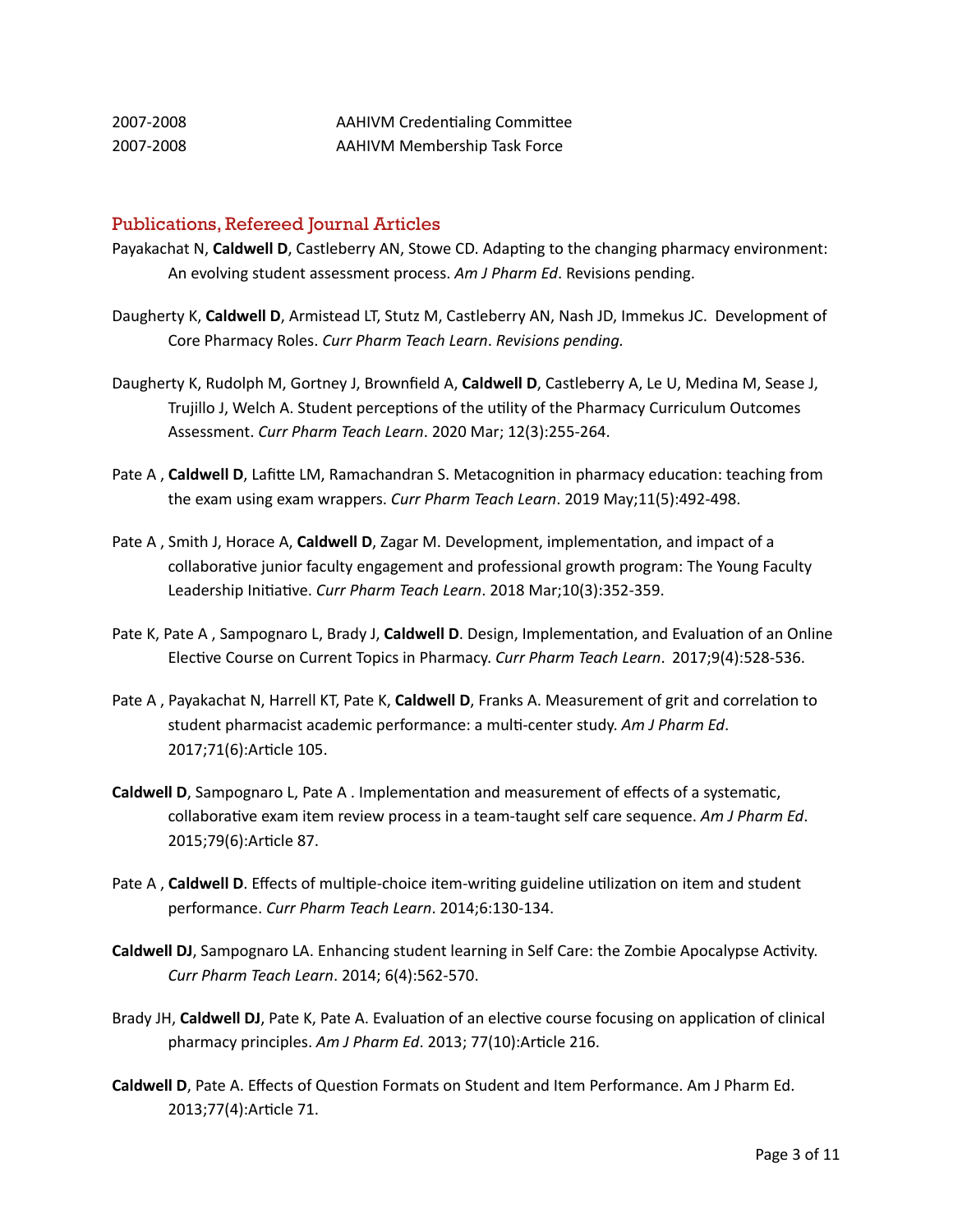| | |
|---|---|
| 2007-2008 | AAHIVM Credentialing Committee |
| 2007-2008 | AAHIVM Membership Task Force |

## Publications, Refereed Journal Articles

Payakachat N, **Caldwell D**, Castleberry AN, Stowe CD. Adapting to the changing pharmacy environment: An evolving student assessment process. *Am J Pharm Ed*. Revisions pending.

Daugherty K, **Caldwell D**, Armistead LT, Stutz M, Castleberry AN, Nash JD, Immekus JC. Development of Core Pharmacy Roles. *Curr Pharm Teach Learn*. *Revisions pending.*

Daugherty K, Rudolph M, Gortney J, Brownfield A, **Caldwell D**, Castleberry A, Le U, Medina M, Sease J, Trujillo J, Welch A. Student perceptions of the utility of the Pharmacy Curriculum Outcomes Assessment. *Curr Pharm Teach Learn*. 2020 Mar; 12(3):255-264.

Pate A , **Caldwell D**, Lafitte LM, Ramachandran S. Metacognition in pharmacy education: teaching from the exam using exam wrappers. *Curr Pharm Teach Learn*. 2019 May;11(5):492-498.

Pate A , Smith J, Horace A, **Caldwell D**, Zagar M. Development, implementation, and impact of a collaborative junior faculty engagement and professional growth program: The Young Faculty Leadership Initiative. *Curr Pharm Teach Learn*. 2018 Mar;10(3):352-359.

Pate K, Pate A , Sampognaro L, Brady J, **Caldwell D**. Design, Implementation, and Evaluation of an Online Elective Course on Current Topics in Pharmacy. *Curr Pharm Teach Learn*. 2017;9(4):528-536.

Pate A , Payakachat N, Harrell KT, Pate K, **Caldwell D**, Franks A. Measurement of grit and correlation to student pharmacist academic performance: a multi-center study. *Am J Pharm Ed*. 2017;71(6):Article 105.

**Caldwell D**, Sampognaro L, Pate A . Implementation and measurement of effects of a systematic, collaborative exam item review process in a team-taught self care sequence. *Am J Pharm Ed*. 2015;79(6):Article 87.

Pate A , **Caldwell D**. Effects of multiple-choice item-writing guideline utilization on item and student performance. *Curr Pharm Teach Learn*. 2014;6:130-134.

**Caldwell DJ**, Sampognaro LA. Enhancing student learning in Self Care: the Zombie Apocalypse Activity. *Curr Pharm Teach Learn*. 2014; 6(4):562-570.

Brady JH, **Caldwell DJ**, Pate K, Pate A. Evaluation of an elective course focusing on application of clinical pharmacy principles. *Am J Pharm Ed*. 2013; 77(10):Article 216.

**Caldwell D**, Pate A. Effects of Question Formats on Student and Item Performance. Am J Pharm Ed. 2013;77(4):Article 71.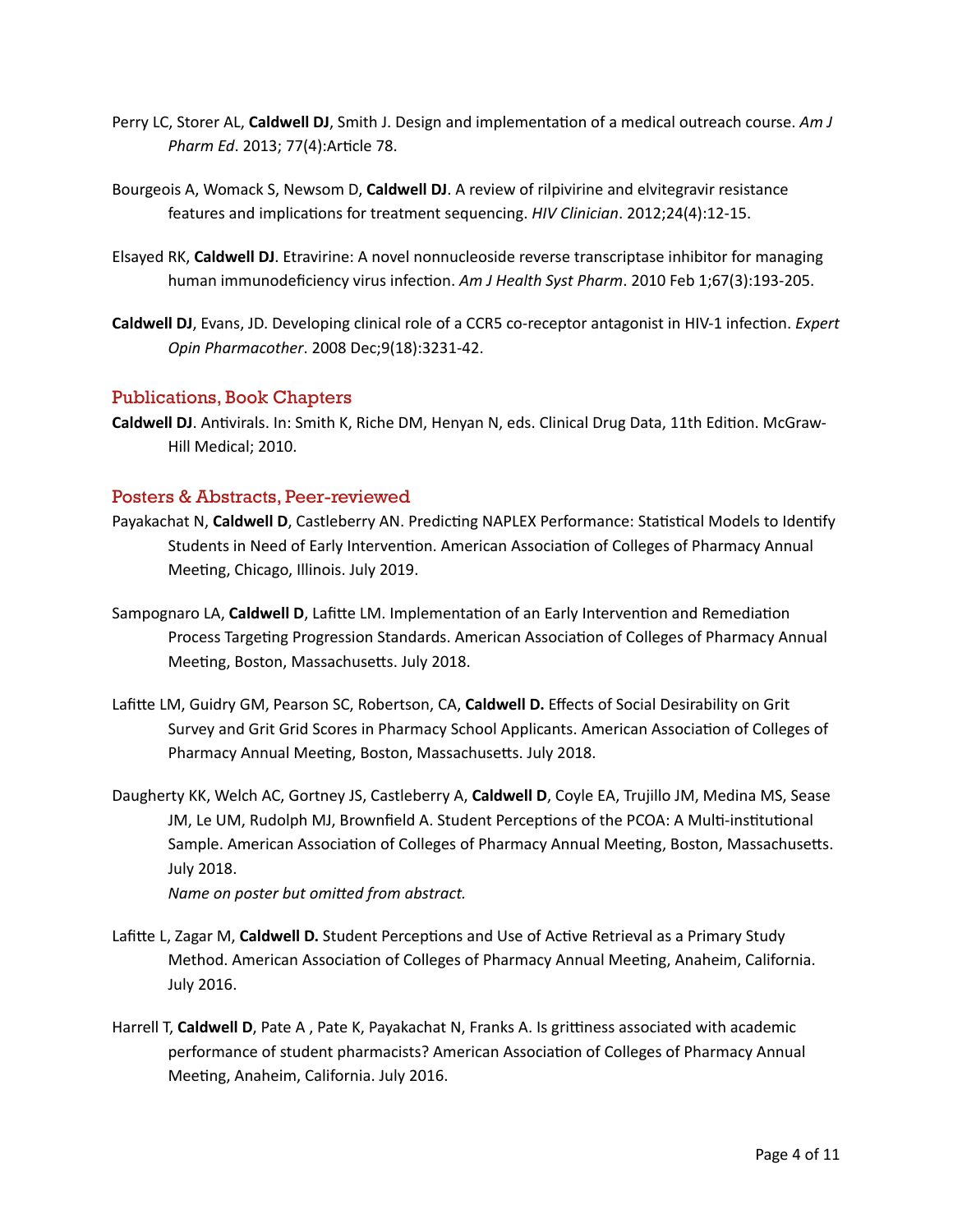Perry LC, Storer AL, **Caldwell DJ**, Smith J. Design and implementation of a medical outreach course. *Am J Pharm Ed*. 2013; 77(4):Article 78.

Bourgeois A, Womack S, Newsom D, **Caldwell DJ**. A review of rilpivirine and elvitegravir resistance features and implications for treatment sequencing. *HIV Clinician*. 2012;24(4):12-15.

Elsayed RK, **Caldwell DJ**. Etravirine: A novel nonnucleoside reverse transcriptase inhibitor for managing human immunodeficiency virus infection. *Am J Health Syst Pharm*. 2010 Feb 1;67(3):193-205.

**Caldwell DJ**, Evans, JD. Developing clinical role of a CCR5 co-receptor antagonist in HIV-1 infection. *Expert Opin Pharmacother*. 2008 Dec;9(18):3231-42.

## Publications, Book Chapters

**Caldwell DJ**. Antivirals. In: Smith K, Riche DM, Henyan N, eds. Clinical Drug Data, 11th Edition. McGraw-Hill Medical; 2010.

## Posters & Abstracts, Peer-reviewed

Payakachat N, **Caldwell D**, Castleberry AN. Predicting NAPLEX Performance: Statistical Models to Identify Students in Need of Early Intervention. American Association of Colleges of Pharmacy Annual Meeting, Chicago, Illinois. July 2019.

Sampognaro LA, **Caldwell D**, Lafitte LM. Implementation of an Early Intervention and Remediation Process Targeting Progression Standards. American Association of Colleges of Pharmacy Annual Meeting, Boston, Massachusetts. July 2018.

Lafitte LM, Guidry GM, Pearson SC, Robertson, CA, **Caldwell D.** Effects of Social Desirability on Grit Survey and Grit Grid Scores in Pharmacy School Applicants. American Association of Colleges of Pharmacy Annual Meeting, Boston, Massachusetts. July 2018.

Daugherty KK, Welch AC, Gortney JS, Castleberry A, **Caldwell D**, Coyle EA, Trujillo JM, Medina MS, Sease JM, Le UM, Rudolph MJ, Brownfield A. Student Perceptions of the PCOA: A Multi-institutional Sample. American Association of Colleges of Pharmacy Annual Meeting, Boston, Massachusetts. July 2018.
*Name on poster but omitted from abstract.*

Lafitte L, Zagar M, **Caldwell D.** Student Perceptions and Use of Active Retrieval as a Primary Study Method. American Association of Colleges of Pharmacy Annual Meeting, Anaheim, California. July 2016.

Harrell T, **Caldwell D**, Pate A , Pate K, Payakachat N, Franks A. Is grittiness associated with academic performance of student pharmacists? American Association of Colleges of Pharmacy Annual Meeting, Anaheim, California. July 2016.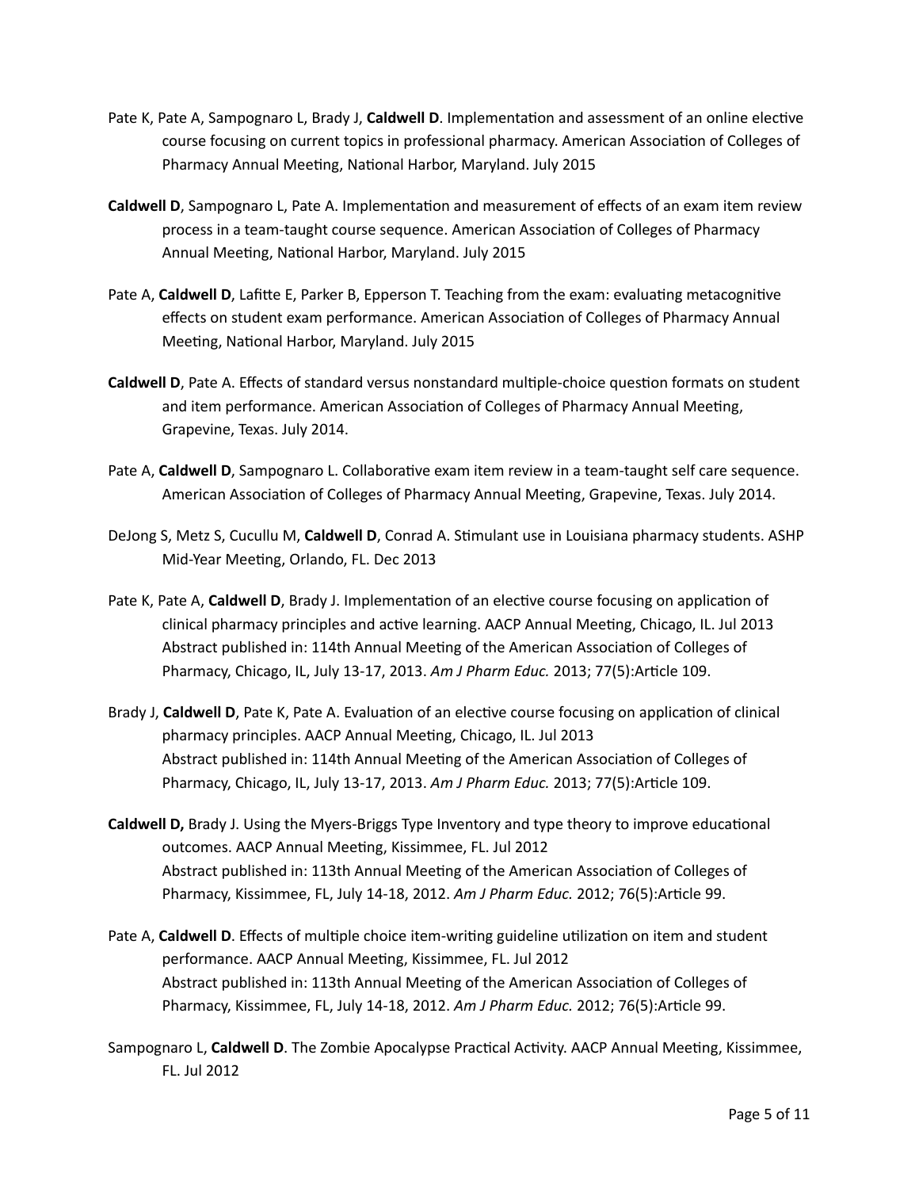Pate K, Pate A, Sampognaro L, Brady J, **Caldwell D**. Implementation and assessment of an online elective course focusing on current topics in professional pharmacy. American Association of Colleges of Pharmacy Annual Meeting, National Harbor, Maryland. July 2015

**Caldwell D**, Sampognaro L, Pate A. Implementation and measurement of effects of an exam item review process in a team-taught course sequence. American Association of Colleges of Pharmacy Annual Meeting, National Harbor, Maryland. July 2015

Pate A, **Caldwell D**, Lafitte E, Parker B, Epperson T. Teaching from the exam: evaluating metacognitive effects on student exam performance. American Association of Colleges of Pharmacy Annual Meeting, National Harbor, Maryland. July 2015

**Caldwell D**, Pate A. Effects of standard versus nonstandard multiple-choice question formats on student and item performance. American Association of Colleges of Pharmacy Annual Meeting, Grapevine, Texas. July 2014.

Pate A, **Caldwell D**, Sampognaro L. Collaborative exam item review in a team-taught self care sequence. American Association of Colleges of Pharmacy Annual Meeting, Grapevine, Texas. July 2014.

DeJong S, Metz S, Cucullu M, **Caldwell D**, Conrad A. Stimulant use in Louisiana pharmacy students. ASHP Mid-Year Meeting, Orlando, FL. Dec 2013

Pate K, Pate A, **Caldwell D**, Brady J. Implementation of an elective course focusing on application of clinical pharmacy principles and active learning. AACP Annual Meeting, Chicago, IL. Jul 2013
Abstract published in: 114th Annual Meeting of the American Association of Colleges of Pharmacy, Chicago, IL, July 13-17, 2013. *Am J Pharm Educ.* 2013; 77(5):Article 109.

Brady J, **Caldwell D**, Pate K, Pate A. Evaluation of an elective course focusing on application of clinical pharmacy principles. AACP Annual Meeting, Chicago, IL. Jul 2013
Abstract published in: 114th Annual Meeting of the American Association of Colleges of Pharmacy, Chicago, IL, July 13-17, 2013. *Am J Pharm Educ.* 2013; 77(5):Article 109.

**Caldwell D,** Brady J. Using the Myers-Briggs Type Inventory and type theory to improve educational outcomes. AACP Annual Meeting, Kissimmee, FL. Jul 2012
Abstract published in: 113th Annual Meeting of the American Association of Colleges of Pharmacy, Kissimmee, FL, July 14-18, 2012. *Am J Pharm Educ.* 2012; 76(5):Article 99.

Pate A, **Caldwell D**. Effects of multiple choice item-writing guideline utilization on item and student performance. AACP Annual Meeting, Kissimmee, FL. Jul 2012
Abstract published in: 113th Annual Meeting of the American Association of Colleges of Pharmacy, Kissimmee, FL, July 14-18, 2012. *Am J Pharm Educ.* 2012; 76(5):Article 99.

Sampognaro L, **Caldwell D**. The Zombie Apocalypse Practical Activity. AACP Annual Meeting, Kissimmee, FL. Jul 2012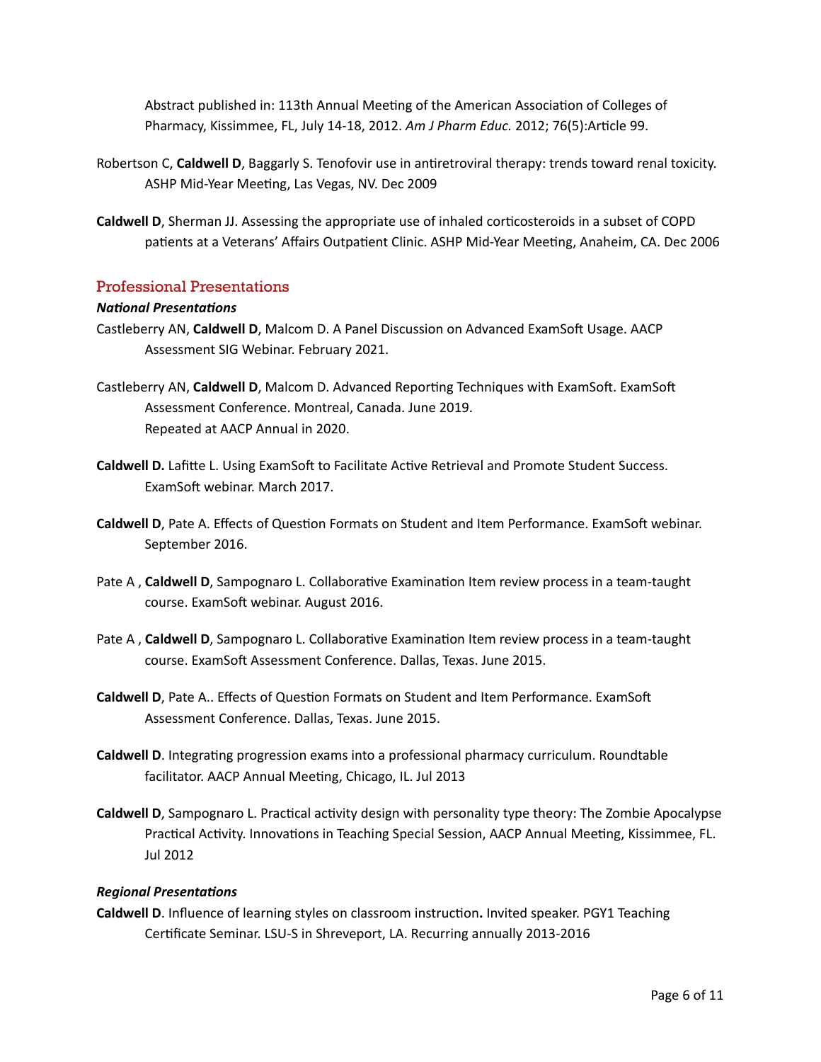Abstract published in: 113th Annual Meeting of the American Association of Colleges of Pharmacy, Kissimmee, FL, July 14-18, 2012. *Am J Pharm Educ.* 2012; 76(5):Article 99.

Robertson C, **Caldwell D**, Baggarly S. Tenofovir use in antiretroviral therapy: trends toward renal toxicity. ASHP Mid-Year Meeting, Las Vegas, NV. Dec 2009

**Caldwell D**, Sherman JJ. Assessing the appropriate use of inhaled corticosteroids in a subset of COPD patients at a Veterans' Affairs Outpatient Clinic. ASHP Mid-Year Meeting, Anaheim, CA. Dec 2006

## Professional Presentations

***National Presentations***

Castleberry AN, **Caldwell D**, Malcom D. A Panel Discussion on Advanced ExamSoft Usage. AACP Assessment SIG Webinar. February 2021.

Castleberry AN, **Caldwell D**, Malcom D. Advanced Reporting Techniques with ExamSoft. ExamSoft Assessment Conference. Montreal, Canada. June 2019.
Repeated at AACP Annual in 2020.

**Caldwell D.** Lafitte L. Using ExamSoft to Facilitate Active Retrieval and Promote Student Success. ExamSoft webinar. March 2017.

**Caldwell D**, Pate A. Effects of Question Formats on Student and Item Performance. ExamSoft webinar. September 2016.

Pate A , **Caldwell D**, Sampognaro L. Collaborative Examination Item review process in a team-taught course. ExamSoft webinar. August 2016.

Pate A , **Caldwell D**, Sampognaro L. Collaborative Examination Item review process in a team-taught course. ExamSoft Assessment Conference. Dallas, Texas. June 2015.

**Caldwell D**, Pate A.. Effects of Question Formats on Student and Item Performance. ExamSoft Assessment Conference. Dallas, Texas. June 2015.

**Caldwell D**. Integrating progression exams into a professional pharmacy curriculum. Roundtable facilitator. AACP Annual Meeting, Chicago, IL. Jul 2013

**Caldwell D**, Sampognaro L. Practical activity design with personality type theory: The Zombie Apocalypse Practical Activity. Innovations in Teaching Special Session, AACP Annual Meeting, Kissimmee, FL. Jul 2012

***Regional Presentations***

**Caldwell D**. Influence of learning styles on classroom instruction**.** Invited speaker. PGY1 Teaching Certificate Seminar. LSU-S in Shreveport, LA. Recurring annually 2013-2016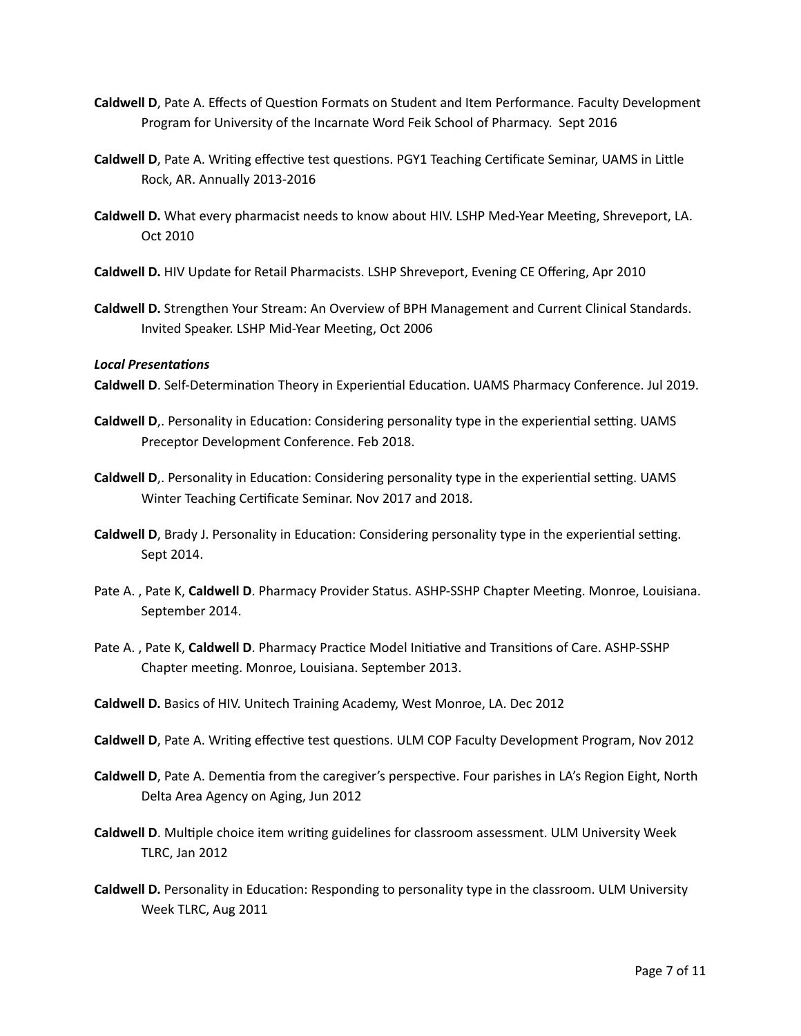**Caldwell D**, Pate A. Effects of Question Formats on Student and Item Performance. Faculty Development Program for University of the Incarnate Word Feik School of Pharmacy. Sept 2016

**Caldwell D**, Pate A. Writing effective test questions. PGY1 Teaching Certificate Seminar, UAMS in Little Rock, AR. Annually 2013-2016

**Caldwell D.** What every pharmacist needs to know about HIV. LSHP Med-Year Meeting, Shreveport, LA. Oct 2010

**Caldwell D.** HIV Update for Retail Pharmacists. LSHP Shreveport, Evening CE Offering, Apr 2010

**Caldwell D.** Strengthen Your Stream: An Overview of BPH Management and Current Clinical Standards. Invited Speaker. LSHP Mid-Year Meeting, Oct 2006

***Local Presentations***

**Caldwell D**. Self-Determination Theory in Experiential Education. UAMS Pharmacy Conference. Jul 2019.

**Caldwell D**,. Personality in Education: Considering personality type in the experiential setting. UAMS Preceptor Development Conference. Feb 2018.

**Caldwell D**,. Personality in Education: Considering personality type in the experiential setting. UAMS Winter Teaching Certificate Seminar. Nov 2017 and 2018.

**Caldwell D**, Brady J. Personality in Education: Considering personality type in the experiential setting. Sept 2014.

Pate A. , Pate K, **Caldwell D**. Pharmacy Provider Status. ASHP-SSHP Chapter Meeting. Monroe, Louisiana. September 2014.

Pate A. , Pate K, **Caldwell D**. Pharmacy Practice Model Initiative and Transitions of Care. ASHP-SSHP Chapter meeting. Monroe, Louisiana. September 2013.

**Caldwell D.** Basics of HIV. Unitech Training Academy, West Monroe, LA. Dec 2012

**Caldwell D**, Pate A. Writing effective test questions. ULM COP Faculty Development Program, Nov 2012

**Caldwell D**, Pate A. Dementia from the caregiver's perspective. Four parishes in LA's Region Eight, North Delta Area Agency on Aging, Jun 2012

**Caldwell D**. Multiple choice item writing guidelines for classroom assessment. ULM University Week TLRC, Jan 2012

**Caldwell D.** Personality in Education: Responding to personality type in the classroom. ULM University Week TLRC, Aug 2011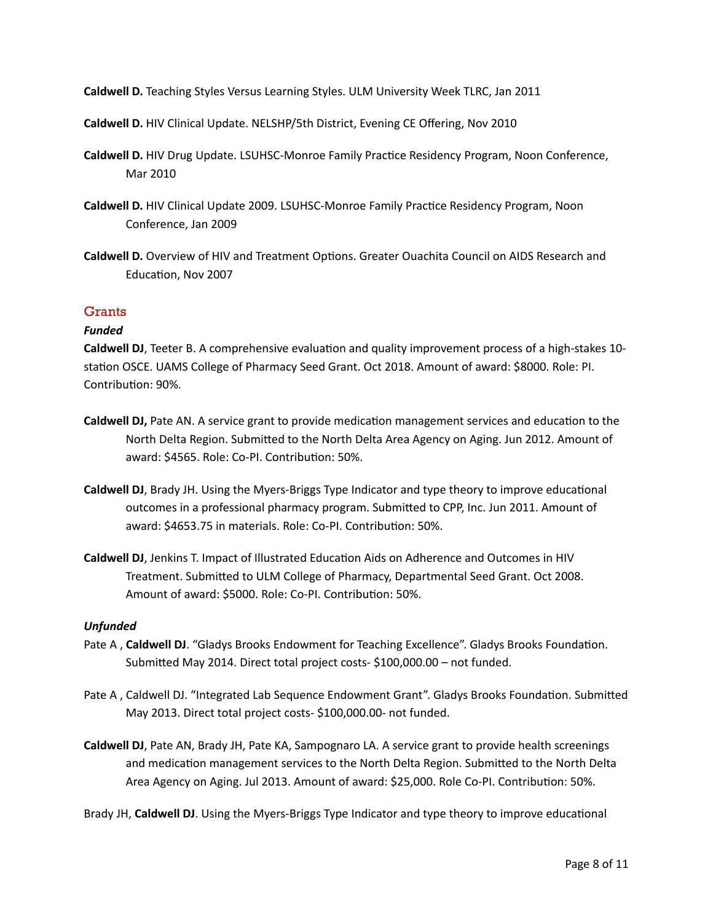**Caldwell D.** Teaching Styles Versus Learning Styles. ULM University Week TLRC, Jan 2011

**Caldwell D.** HIV Clinical Update. NELSHP/5th District, Evening CE Offering, Nov 2010

**Caldwell D.** HIV Drug Update. LSUHSC-Monroe Family Practice Residency Program, Noon Conference, Mar 2010

**Caldwell D.** HIV Clinical Update 2009. LSUHSC-Monroe Family Practice Residency Program, Noon Conference, Jan 2009

**Caldwell D.** Overview of HIV and Treatment Options. Greater Ouachita Council on AIDS Research and Education, Nov 2007

## Grants

### *Funded*

**Caldwell DJ**, Teeter B. A comprehensive evaluation and quality improvement process of a high-stakes 10-station OSCE. UAMS College of Pharmacy Seed Grant. Oct 2018. Amount of award: $8000. Role: PI. Contribution: 90%.

**Caldwell DJ,** Pate AN. A service grant to provide medication management services and education to the North Delta Region. Submitted to the North Delta Area Agency on Aging. Jun 2012. Amount of award: $4565. Role: Co-PI. Contribution: 50%.

**Caldwell DJ**, Brady JH. Using the Myers-Briggs Type Indicator and type theory to improve educational outcomes in a professional pharmacy program. Submitted to CPP, Inc. Jun 2011. Amount of award: $4653.75 in materials. Role: Co-PI. Contribution: 50%.

**Caldwell DJ**, Jenkins T. Impact of Illustrated Education Aids on Adherence and Outcomes in HIV Treatment. Submitted to ULM College of Pharmacy, Departmental Seed Grant. Oct 2008. Amount of award: $5000. Role: Co-PI. Contribution: 50%.

### *Unfunded*

Pate A , **Caldwell DJ**. "Gladys Brooks Endowment for Teaching Excellence". Gladys Brooks Foundation. Submitted May 2014. Direct total project costs- $100,000.00 – not funded.

Pate A , Caldwell DJ. "Integrated Lab Sequence Endowment Grant". Gladys Brooks Foundation. Submitted May 2013. Direct total project costs- $100,000.00- not funded.

**Caldwell DJ**, Pate AN, Brady JH, Pate KA, Sampognaro LA. A service grant to provide health screenings and medication management services to the North Delta Region. Submitted to the North Delta Area Agency on Aging. Jul 2013. Amount of award: $25,000. Role Co-PI. Contribution: 50%.

Brady JH, **Caldwell DJ**. Using the Myers-Briggs Type Indicator and type theory to improve educational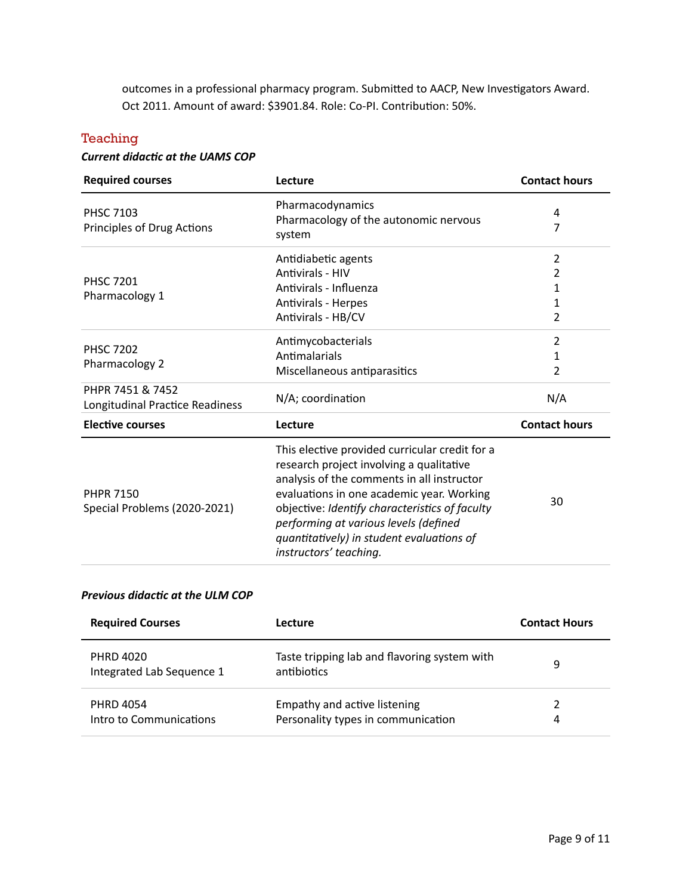outcomes in a professional pharmacy program. Submitted to AACP, New Investigators Award. Oct 2011. Amount of award: $3901.84. Role: Co-PI. Contribution: 50%.

## Teaching

***Current didactic at the UAMS COP***

| Required courses | Lecture | Contact hours |
|---|---|---|
| PHSC 7103<br>Principles of Drug Actions | Pharmacodynamics<br>Pharmacology of the autonomic nervous system | 4<br>7 |
| PHSC 7201<br>Pharmacology 1 | Antidiabetic agents<br>Antivirals - HIV<br>Antivirals - Influenza<br>Antivirals - Herpes<br>Antivirals - HB/CV | 2<br>2<br>1<br>1<br>2 |
| PHSC 7202<br>Pharmacology 2 | Antimycobacterials<br>Antimalarials<br>Miscellaneous antiparasitics | 2<br>1<br>2 |
| PHPR 7451 & 7452<br>Longitudinal Practice Readiness | N/A; coordination | N/A |
| **Elective courses** | **Lecture** | **Contact hours** |
| PHPR 7150<br>Special Problems (2020-2021) | This elective provided curricular credit for a research project involving a qualitative analysis of the comments in all instructor evaluations in one academic year. Working objective: *Identify characteristics of faculty performing at various levels (defined quantitatively) in student evaluations of instructors' teaching.* | 30 |

***Previous didactic at the ULM COP***

| Required Courses | Lecture | Contact Hours |
|---|---|---|
| PHRD 4020<br>Integrated Lab Sequence 1 | Taste tripping lab and flavoring system with antibiotics | 9 |
| PHRD 4054<br>Intro to Communications | Empathy and active listening<br>Personality types in communication | 2<br>4 |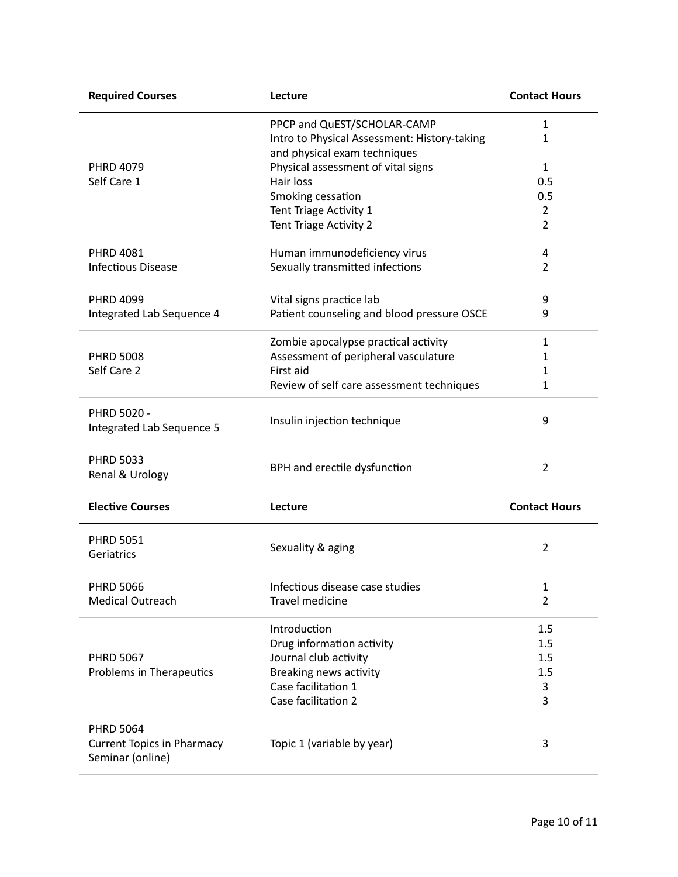| Required Courses | Lecture | Contact Hours |
|---|---|---|
| PHRD 4079 Self Care 1 | PPCP and QuEST/SCHOLAR-CAMP | 1 |
| | Intro to Physical Assessment: History-taking and physical exam techniques | 1 |
| | Physical assessment of vital signs | 1 |
| | Hair loss | 0.5 |
| | Smoking cessation | 0.5 |
| | Tent Triage Activity 1 | 2 |
| | Tent Triage Activity 2 | 2 |
| PHRD 4081 Infectious Disease | Human immunodeficiency virus | 4 |
| | Sexually transmitted infections | 2 |
| PHRD 4099 Integrated Lab Sequence 4 | Vital signs practice lab | 9 |
| | Patient counseling and blood pressure OSCE | 9 |
| PHRD 5008 Self Care 2 | Zombie apocalypse practical activity | 1 |
| | Assessment of peripheral vasculature | 1 |
| | First aid | 1 |
| | Review of self care assessment techniques | 1 |
| PHRD 5020 - Integrated Lab Sequence 5 | Insulin injection technique | 9 |
| PHRD 5033 Renal & Urology | BPH and erectile dysfunction | 2 |
| **Elective Courses** | **Lecture** | **Contact Hours** |
| PHRD 5051 Geriatrics | Sexuality & aging | 2 |
| PHRD 5066 Medical Outreach | Infectious disease case studies | 1 |
| | Travel medicine | 2 |
| PHRD 5067 Problems in Therapeutics | Introduction | 1.5 |
| | Drug information activity | 1.5 |
| | Journal club activity | 1.5 |
| | Breaking news activity | 1.5 |
| | Case facilitation 1 | 3 |
| | Case facilitation 2 | 3 |
| PHRD 5064 Current Topics in Pharmacy Seminar (online) | Topic 1 (variable by year) | 3 |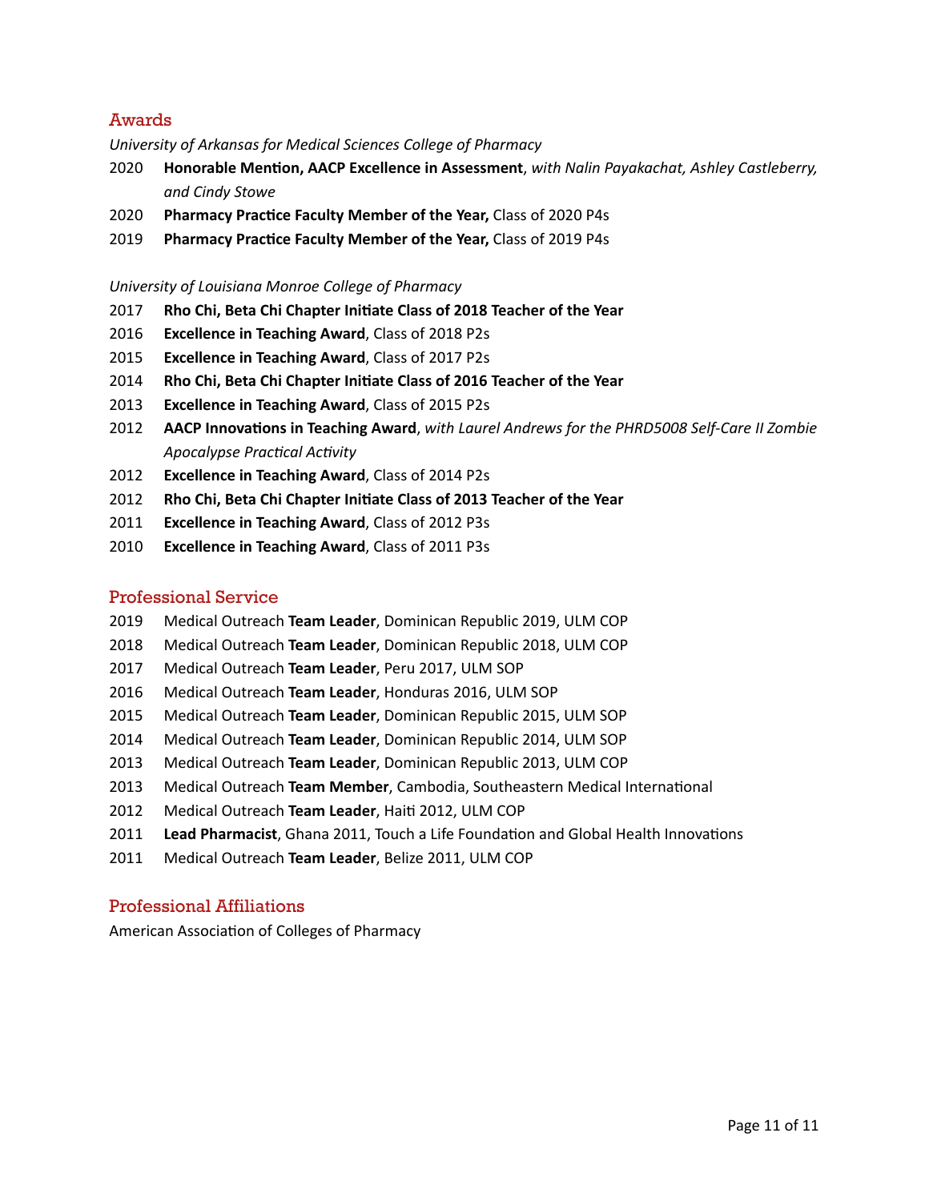## Awards

*University of Arkansas for Medical Sciences College of Pharmacy*

2020 **Honorable Mention, AACP Excellence in Assessment**, *with Nalin Payakachat, Ashley Castleberry, and Cindy Stowe*

2020 **Pharmacy Practice Faculty Member of the Year,** Class of 2020 P4s

2019 **Pharmacy Practice Faculty Member of the Year,** Class of 2019 P4s

*University of Louisiana Monroe College of Pharmacy*

2017 **Rho Chi, Beta Chi Chapter Initiate Class of 2018 Teacher of the Year**

2016 **Excellence in Teaching Award**, Class of 2018 P2s

2015 **Excellence in Teaching Award**, Class of 2017 P2s

2014 **Rho Chi, Beta Chi Chapter Initiate Class of 2016 Teacher of the Year**

2013 **Excellence in Teaching Award**, Class of 2015 P2s

2012 **AACP Innovations in Teaching Award**, *with Laurel Andrews for the PHRD5008 Self-Care II Zombie Apocalypse Practical Activity*

2012 **Excellence in Teaching Award**, Class of 2014 P2s

2012 **Rho Chi, Beta Chi Chapter Initiate Class of 2013 Teacher of the Year**

2011 **Excellence in Teaching Award**, Class of 2012 P3s

2010 **Excellence in Teaching Award**, Class of 2011 P3s

## Professional Service

2019 Medical Outreach **Team Leader**, Dominican Republic 2019, ULM COP

2018 Medical Outreach **Team Leader**, Dominican Republic 2018, ULM COP

2017 Medical Outreach **Team Leader**, Peru 2017, ULM SOP

2016 Medical Outreach **Team Leader**, Honduras 2016, ULM SOP

2015 Medical Outreach **Team Leader**, Dominican Republic 2015, ULM SOP

2014 Medical Outreach **Team Leader**, Dominican Republic 2014, ULM SOP

2013 Medical Outreach **Team Leader**, Dominican Republic 2013, ULM COP

2013 Medical Outreach **Team Member**, Cambodia, Southeastern Medical International

2012 Medical Outreach **Team Leader**, Haiti 2012, ULM COP

2011 **Lead Pharmacist**, Ghana 2011, Touch a Life Foundation and Global Health Innovations

2011 Medical Outreach **Team Leader**, Belize 2011, ULM COP

## Professional Affiliations

American Association of Colleges of Pharmacy